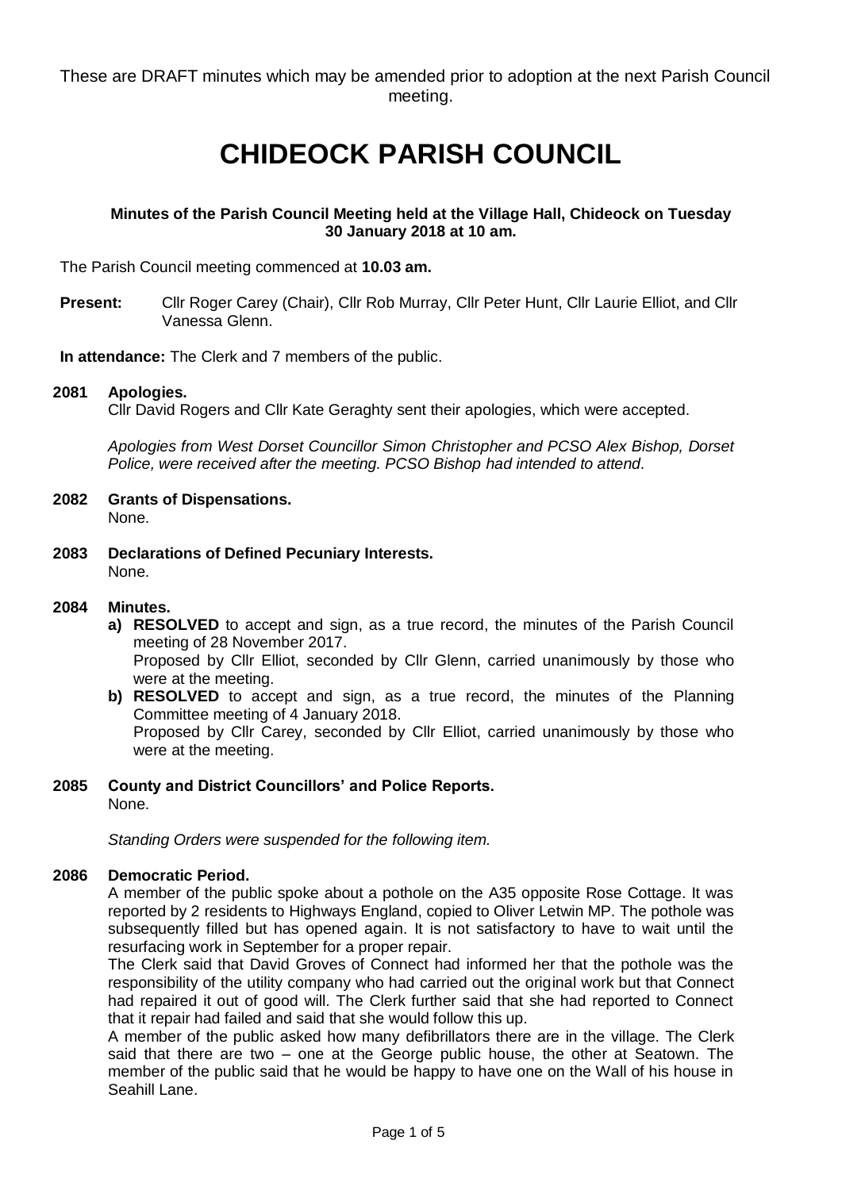These are DRAFT minutes which may be amended prior to adoption at the next Parish Council meeting.

# CHIDEOCK PARISH COUNCIL

**Minutes of the Parish Council Meeting held at the Village Hall, Chideock on Tuesday 30 January 2018 at 10 am.**

The Parish Council meeting commenced at **10.03 am.**

**Present:** Cllr Roger Carey (Chair), Cllr Rob Murray, Cllr Peter Hunt, Cllr Laurie Elliot, and Cllr Vanessa Glenn.

**In attendance:** The Clerk and 7 members of the public.

**2081 Apologies.**

Cllr David Rogers and Cllr Kate Geraghty sent their apologies, which were accepted.

*Apologies from West Dorset Councillor Simon Christopher and PCSO Alex Bishop, Dorset Police, were received after the meeting. PCSO Bishop had intended to attend.*

**2082 Grants of Dispensations.**

None.

**2083 Declarations of Defined Pecuniary Interests.**

None.

**2084 Minutes.**

**a) RESOLVED** to accept and sign, as a true record, the minutes of the Parish Council meeting of 28 November 2017.
Proposed by Cllr Elliot, seconded by Cllr Glenn, carried unanimously by those who were at the meeting.

**b) RESOLVED** to accept and sign, as a true record, the minutes of the Planning Committee meeting of 4 January 2018.
Proposed by Cllr Carey, seconded by Cllr Elliot, carried unanimously by those who were at the meeting.

**2085 County and District Councillors' and Police Reports.**

None.

*Standing Orders were suspended for the following item.*

**2086 Democratic Period.**

A member of the public spoke about a pothole on the A35 opposite Rose Cottage. It was reported by 2 residents to Highways England, copied to Oliver Letwin MP. The pothole was subsequently filled but has opened again. It is not satisfactory to have to wait until the resurfacing work in September for a proper repair.

The Clerk said that David Groves of Connect had informed her that the pothole was the responsibility of the utility company who had carried out the original work but that Connect had repaired it out of good will. The Clerk further said that she had reported to Connect that it repair had failed and said that she would follow this up.

A member of the public asked how many defibrillators there are in the village. The Clerk said that there are two – one at the George public house, the other at Seatown. The member of the public said that he would be happy to have one on the Wall of his house in Seahill Lane.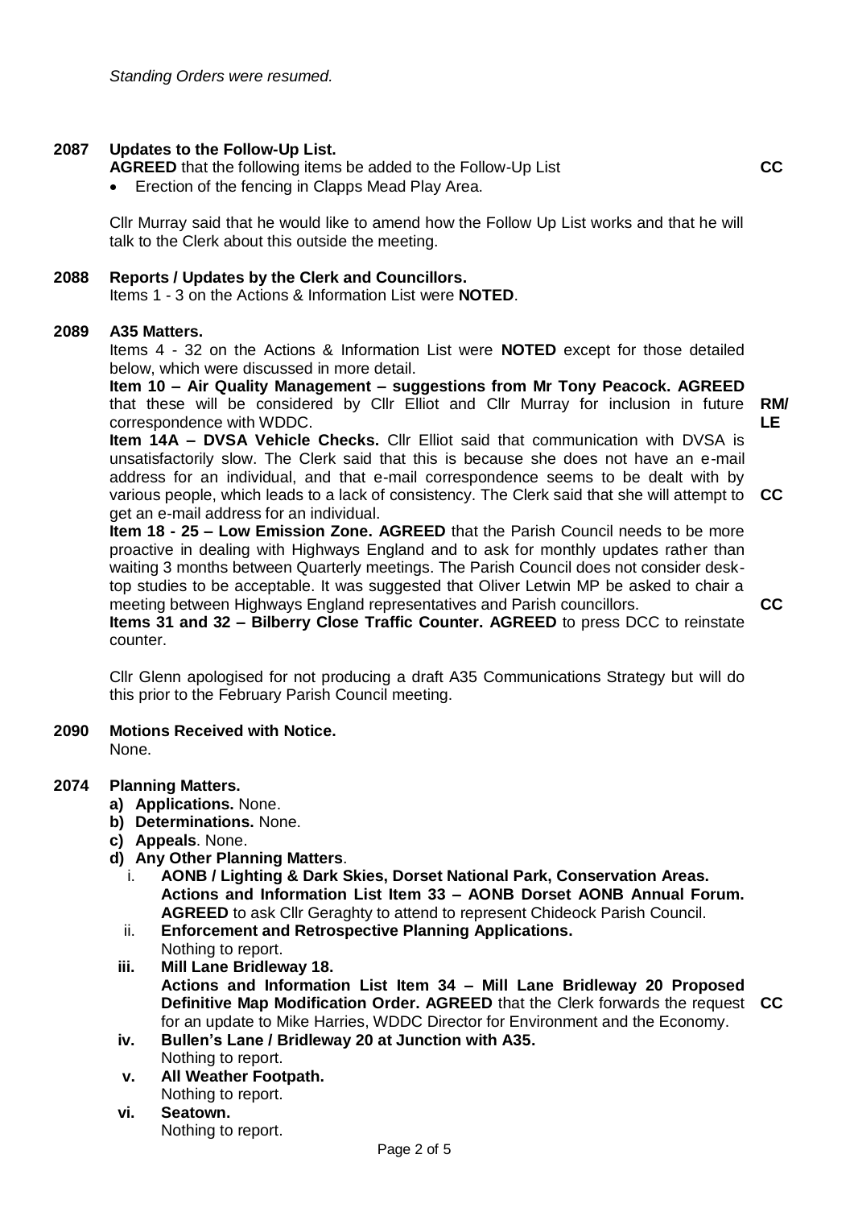*Standing Orders were resumed.*

**2087 Updates to the Follow-Up List.**

**AGREED** that the following items be added to the Follow-Up List **CC**

- Erection of the fencing in Clapps Mead Play Area.

Cllr Murray said that he would like to amend how the Follow Up List works and that he will talk to the Clerk about this outside the meeting.

**2088 Reports / Updates by the Clerk and Councillors.**

Items 1 - 3 on the Actions & Information List were **NOTED**.

**2089 A35 Matters.**

Items 4 - 32 on the Actions & Information List were **NOTED** except for those detailed below, which were discussed in more detail.

**Item 10 – Air Quality Management – suggestions from Mr Tony Peacock. AGREED** that these will be considered by Cllr Elliot and Cllr Murray for inclusion in future correspondence with WDDC. **RM/ LE**

**Item 14A – DVSA Vehicle Checks.** Cllr Elliot said that communication with DVSA is unsatisfactorily slow. The Clerk said that this is because she does not have an e-mail address for an individual, and that e-mail correspondence seems to be dealt with by various people, which leads to a lack of consistency. The Clerk said that she will attempt to get an e-mail address for an individual. **CC**

**Item 18 - 25 – Low Emission Zone. AGREED** that the Parish Council needs to be more proactive in dealing with Highways England and to ask for monthly updates rather than waiting 3 months between Quarterly meetings. The Parish Council does not consider desk-top studies to be acceptable. It was suggested that Oliver Letwin MP be asked to chair a meeting between Highways England representatives and Parish councillors. **CC**

**Items 31 and 32 – Bilberry Close Traffic Counter. AGREED** to press DCC to reinstate counter.

Cllr Glenn apologised for not producing a draft A35 Communications Strategy but will do this prior to the February Parish Council meeting.

**2090 Motions Received with Notice.**

None.

**2074 Planning Matters.**

a) **Applications.** None.
b) **Determinations.** None.
c) **Appeals**. None.
d) **Any Other Planning Matters**.
   i. **AONB / Lighting & Dark Skies, Dorset National Park, Conservation Areas. Actions and Information List Item 33 – AONB Dorset AONB Annual Forum. AGREED** to ask Cllr Geraghty to attend to represent Chideock Parish Council.
   ii. **Enforcement and Retrospective Planning Applications.** Nothing to report.
   iii. **Mill Lane Bridleway 18. Actions and Information List Item 34 – Mill Lane Bridleway 20 Proposed Definitive Map Modification Order. AGREED** that the Clerk forwards the request for an update to Mike Harries, WDDC Director for Environment and the Economy. **CC**
   iv. **Bullen's Lane / Bridleway 20 at Junction with A35.** Nothing to report.
   v. **All Weather Footpath.** Nothing to report.
   vi. **Seatown.** Nothing to report.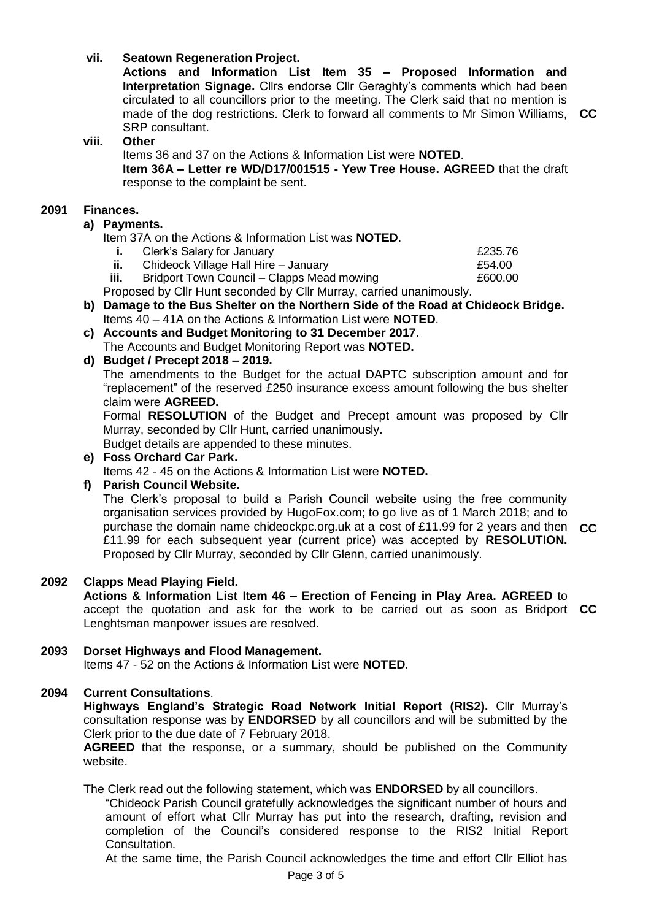**vii. Seatown Regeneration Project.**

**Actions and Information List Item 35 – Proposed Information and Interpretation Signage.** Cllrs endorse Cllr Geraghty's comments which had been circulated to all councillors prior to the meeting. The Clerk said that no mention is made of the dog restrictions. Clerk to forward all comments to Mr Simon Williams, SRP consultant. **CC**

**viii. Other**

Items 36 and 37 on the Actions & Information List were **NOTED**.

**Item 36A – Letter re WD/D17/001515 - Yew Tree House. AGREED** that the draft response to the complaint be sent.

## 2091 Finances.

**a) Payments.**

Item 37A on the Actions & Information List was **NOTED**.

| | | |
|---|---|---|
| **i.** | Clerk's Salary for January | £235.76 |
| **ii.** | Chideock Village Hall Hire – January | £54.00 |
| **iii.** | Bridport Town Council – Clapps Mead mowing | £600.00 |

Proposed by Cllr Hunt seconded by Cllr Murray, carried unanimously.

**b) Damage to the Bus Shelter on the Northern Side of the Road at Chideock Bridge.**

Items 40 – 41A on the Actions & Information List were **NOTED**.

**c) Accounts and Budget Monitoring to 31 December 2017.**

The Accounts and Budget Monitoring Report was **NOTED.**

**d) Budget / Precept 2018 – 2019.**

The amendments to the Budget for the actual DAPTC subscription amount and for "replacement" of the reserved £250 insurance excess amount following the bus shelter claim were **AGREED.**

Formal **RESOLUTION** of the Budget and Precept amount was proposed by Cllr Murray, seconded by Cllr Hunt, carried unanimously.

Budget details are appended to these minutes.

**e) Foss Orchard Car Park.**

Items 42 - 45 on the Actions & Information List were **NOTED.**

**f) Parish Council Website.**

The Clerk's proposal to build a Parish Council website using the free community organisation services provided by HugoFox.com; to go live as of 1 March 2018; and to purchase the domain name chideockpc.org.uk at a cost of £11.99 for 2 years and then £11.99 for each subsequent year (current price) was accepted by **RESOLUTION.** Proposed by Cllr Murray, seconded by Cllr Glenn, carried unanimously. **CC**

## 2092 Clapps Mead Playing Field.

**Actions & Information List Item 46 – Erection of Fencing in Play Area. AGREED** to accept the quotation and ask for the work to be carried out as soon as Bridport Lenghtsman manpower issues are resolved. **CC**

## 2093 Dorset Highways and Flood Management.

Items 47 - 52 on the Actions & Information List were **NOTED**.

## 2094 Current Consultations.

**Highways England's Strategic Road Network Initial Report (RIS2).** Cllr Murray's consultation response was by **ENDORSED** by all councillors and will be submitted by the Clerk prior to the due date of 7 February 2018.

**AGREED** that the response, or a summary, should be published on the Community website.

The Clerk read out the following statement, which was **ENDORSED** by all councillors.

"Chideock Parish Council gratefully acknowledges the significant number of hours and amount of effort what Cllr Murray has put into the research, drafting, revision and completion of the Council's considered response to the RIS2 Initial Report Consultation.

At the same time, the Parish Council acknowledges the time and effort Cllr Elliot has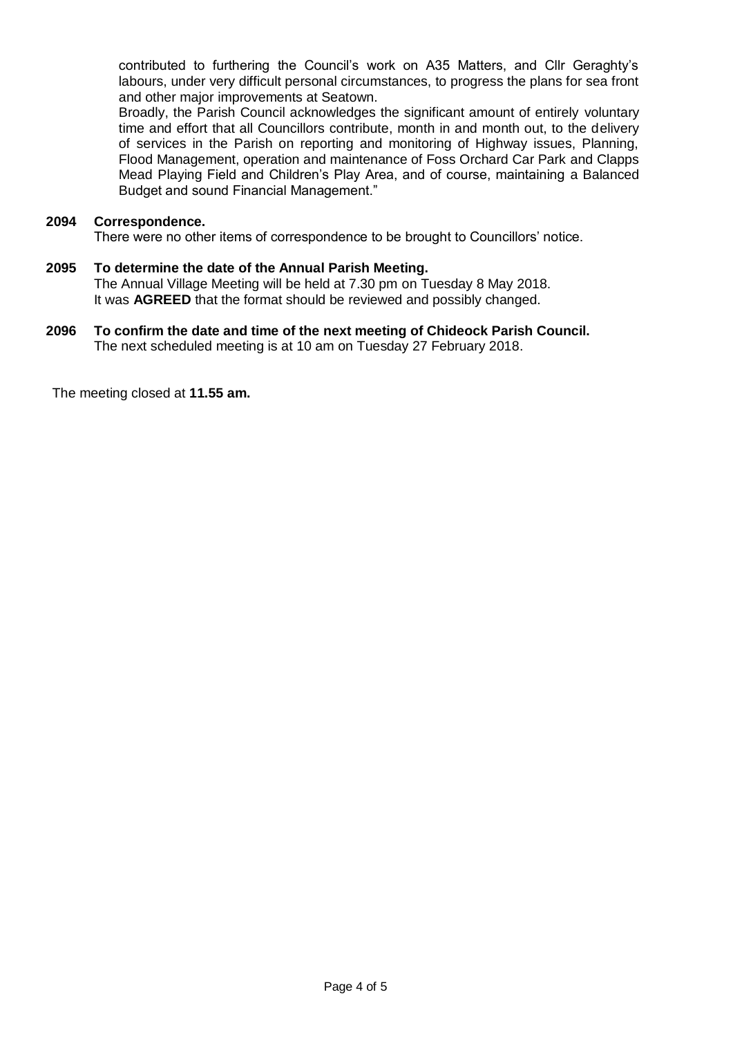contributed to furthering the Council's work on A35 Matters, and Cllr Geraghty's labours, under very difficult personal circumstances, to progress the plans for sea front and other major improvements at Seatown.

Broadly, the Parish Council acknowledges the significant amount of entirely voluntary time and effort that all Councillors contribute, month in and month out, to the delivery of services in the Parish on reporting and monitoring of Highway issues, Planning, Flood Management, operation and maintenance of Foss Orchard Car Park and Clapps Mead Playing Field and Children's Play Area, and of course, maintaining a Balanced Budget and sound Financial Management."

**2094 Correspondence.**

There were no other items of correspondence to be brought to Councillors' notice.

**2095 To determine the date of the Annual Parish Meeting.**

The Annual Village Meeting will be held at 7.30 pm on Tuesday 8 May 2018.
It was **AGREED** that the format should be reviewed and possibly changed.

**2096 To confirm the date and time of the next meeting of Chideock Parish Council.**

The next scheduled meeting is at 10 am on Tuesday 27 February 2018.

The meeting closed at **11.55 am.**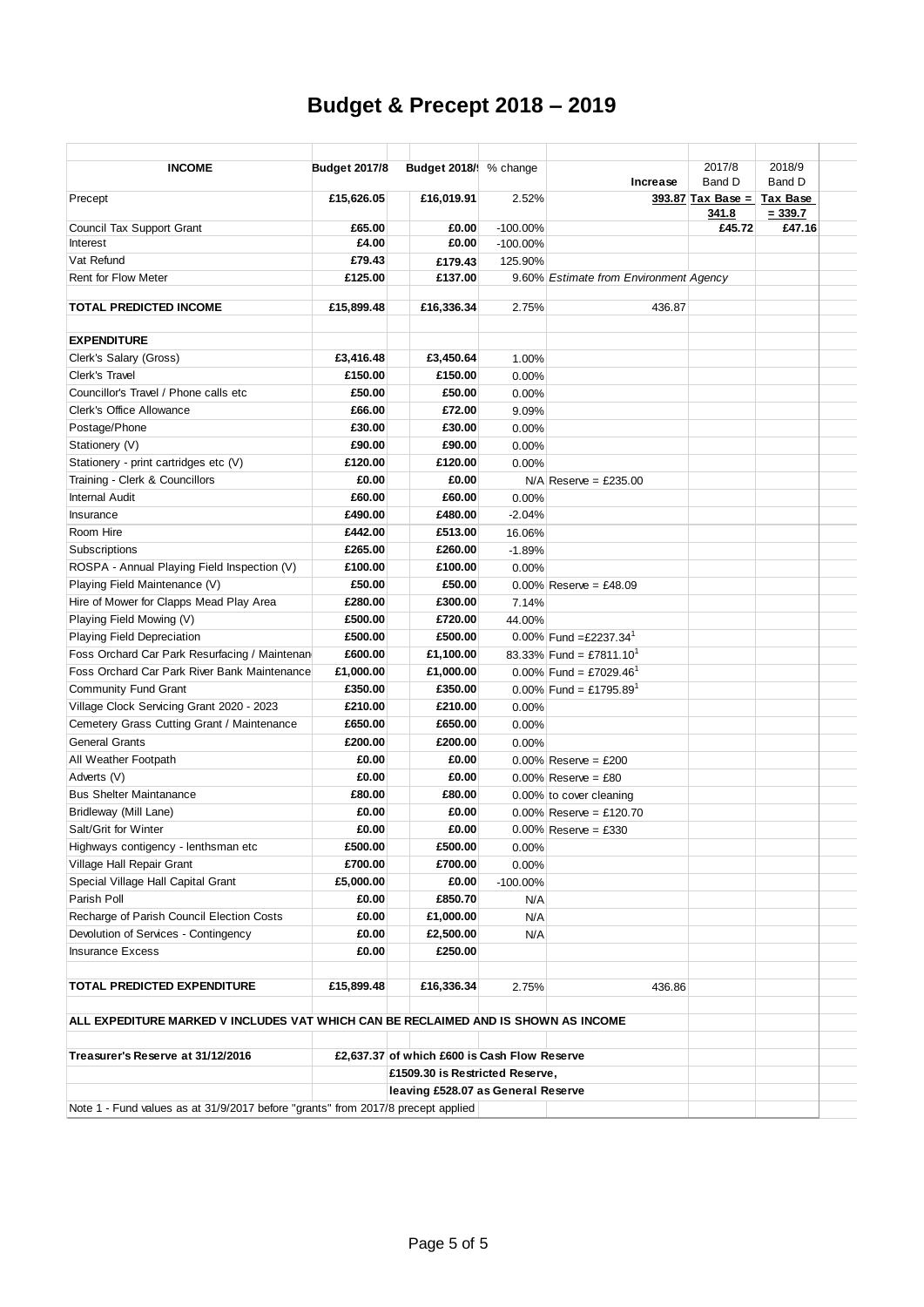# Budget & Precept 2018 – 2019

| INCOME | Budget 2017/8 | Budget 2018/9 | % change | Increase | 2017/8 Band D | 2018/9 Band D |
|---|---|---|---|---|---|---|
| Precept | £15,626.05 | £16,019.91 | 2.52% | 393.87 | Tax Base = 341.8 | Tax Base = 339.7 |
| Council Tax Support Grant | £65.00 | £0.00 | -100.00% | | £45.72 | £47.16 |
| Interest | £4.00 | £0.00 | -100.00% | | | |
| Vat Refund | £79.43 | £179.43 | 125.90% | | | |
| Rent for Flow Meter | £125.00 | £137.00 | 9.60% | *Estimate from Environment Agency* | | |
| | | | | | | |
| **TOTAL PREDICTED INCOME** | £15,899.48 | £16,336.34 | 2.75% | 436.87 | | |
| | | | | | | |
| **EXPENDITURE** | | | | | | |
| Clerk's Salary (Gross) | £3,416.48 | £3,450.64 | 1.00% | | | |
| Clerk's Travel | £150.00 | £150.00 | 0.00% | | | |
| Councillor's Travel / Phone calls etc | £50.00 | £50.00 | 0.00% | | | |
| Clerk's Office Allowance | £66.00 | £72.00 | 9.09% | | | |
| Postage/Phone | £30.00 | £30.00 | 0.00% | | | |
| Stationery (V) | £90.00 | £90.00 | 0.00% | | | |
| Stationery - print cartridges etc (V) | £120.00 | £120.00 | 0.00% | | | |
| Training - Clerk & Councillors | £0.00 | £0.00 | N/A | Reserve = £235.00 | | |
| Internal Audit | £60.00 | £60.00 | 0.00% | | | |
| Insurance | £490.00 | £480.00 | -2.04% | | | |
| Room Hire | £442.00 | £513.00 | 16.06% | | | |
| Subscriptions | £265.00 | £260.00 | -1.89% | | | |
| ROSPA - Annual Playing Field Inspection (V) | £100.00 | £100.00 | 0.00% | | | |
| Playing Field Maintenance (V) | £50.00 | £50.00 | 0.00% | Reserve = £48.09 | | |
| Hire of Mower for Clapps Mead Play Area | £280.00 | £300.00 | 7.14% | | | |
| Playing Field Mowing (V) | £500.00 | £720.00 | 44.00% | | | |
| Playing Field Depreciation | £500.00 | £500.00 | 0.00% | Fund =£2237.34[1] | | |
| Foss Orchard Car Park Resurfacing / Maintenan | £600.00 | £1,100.00 | 83.33% | Fund = £7811.10[1] | | |
| Foss Orchard Car Park River Bank Maintenance | £1,000.00 | £1,000.00 | 0.00% | Fund = £7029.46[1] | | |
| Community Fund Grant | £350.00 | £350.00 | 0.00% | Fund = £1795.89[1] | | |
| Village Clock Servicing Grant 2020 - 2023 | £210.00 | £210.00 | 0.00% | | | |
| Cemetery Grass Cutting Grant / Maintenance | £650.00 | £650.00 | 0.00% | | | |
| General Grants | £200.00 | £200.00 | 0.00% | | | |
| All Weather Footpath | £0.00 | £0.00 | 0.00% | Reserve = £200 | | |
| Adverts (V) | £0.00 | £0.00 | 0.00% | Reserve = £80 | | |
| Bus Shelter Maintanance | £80.00 | £80.00 | 0.00% | to cover cleaning | | |
| Bridleway (Mill Lane) | £0.00 | £0.00 | 0.00% | Reserve = £120.70 | | |
| Salt/Grit for Winter | £0.00 | £0.00 | 0.00% | Reserve = £330 | | |
| Highways contigency - lenthsman etc | £500.00 | £500.00 | 0.00% | | | |
| Village Hall Repair Grant | £700.00 | £700.00 | 0.00% | | | |
| Special Village Hall Capital Grant | £5,000.00 | £0.00 | -100.00% | | | |
| Parish Poll | £0.00 | £850.70 | N/A | | | |
| Recharge of Parish Council Election Costs | £0.00 | £1,000.00 | N/A | | | |
| Devolution of Services - Contingency | £0.00 | £2,500.00 | N/A | | | |
| Insurance Excess | £0.00 | £250.00 | | | | |
| | | | | | | |
| **TOTAL PREDICTED EXPENDITURE** | £15,899.48 | £16,336.34 | 2.75% | 436.86 | | |
| | | | | | | |
| **ALL EXPEDITURE MARKED V INCLUDES VAT WHICH CAN BE RECLAIMED AND IS SHOWN AS INCOME** | | | | | | |
| | | | | | | |
| **Treasurer's Reserve at 31/12/2016** | £2,637.37 of which £600 is Cash Flow Reserve | | | | | |
| | | £1509.30 is Restricted Reserve, | | | | |
| | | leaving £528.07 as General Reserve | | | | |
| Note 1 - Fund values as at 31/9/2017 before "grants" from 2017/8 precept applied | | | | | | |